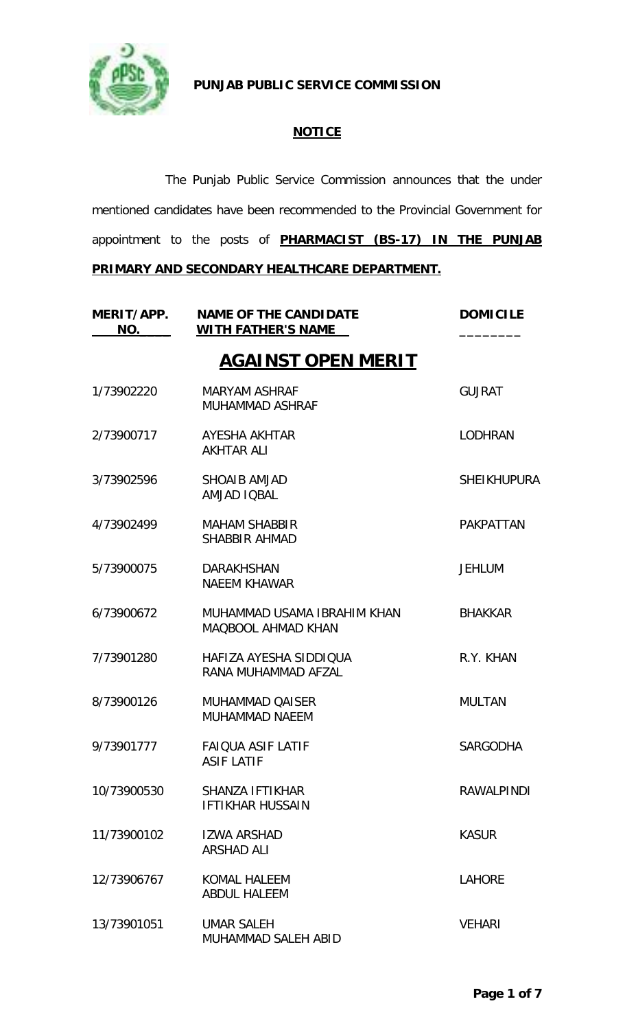**PUNJAB PUBLIC SERVICE COMMISSION**

**NOTICE**

The Punjab Public Service Commission announces that the under mentioned candidates have been recommended to the Provincial Government for appointment to the posts of **PHARMACIST (BS-17) IN THE PUNJAB PRIMARY AND SECONDARY HEALTHCARE DEPARTMENT.**

## AGAINST OPEN MERIT

| MERIT/APP. NO. | NAME OF THE CANDIDATE WITH FATHER'S NAME | DOMICILE |
|---|---|---|
| 1/73902220 | MARYAM ASHRAF<br>MUHAMMAD ASHRAF | GUJRAT |
| 2/73900717 | AYESHA AKHTAR<br>AKHTAR ALI | LODHRAN |
| 3/73902596 | SHOAIB AMJAD<br>AMJAD IQBAL | SHEIKHUPURA |
| 4/73902499 | MAHAM SHABBIR<br>SHABBIR AHMAD | PAKPATTAN |
| 5/73900075 | DARAKHSHAN<br>NAEEM KHAWAR | JEHLUM |
| 6/73900672 | MUHAMMAD USAMA IBRAHIM KHAN<br>MAQBOOL AHMAD KHAN | BHAKKAR |
| 7/73901280 | HAFIZA AYESHA SIDDIQUA<br>RANA MUHAMMAD AFZAL | R.Y. KHAN |
| 8/73900126 | MUHAMMAD QAISER<br>MUHAMMAD NAEEM | MULTAN |
| 9/73901777 | FAIQUA ASIF LATIF<br>ASIF LATIF | SARGODHA |
| 10/73900530 | SHANZA IFTIKHAR<br>IFTIKHAR HUSSAIN | RAWALPINDI |
| 11/73900102 | IZWA ARSHAD<br>ARSHAD ALI | KASUR |
| 12/73906767 | KOMAL HALEEM<br>ABDUL HALEEM | LAHORE |
| 13/73901051 | UMAR SALEH<br>MUHAMMAD SALEH ABID | VEHARI |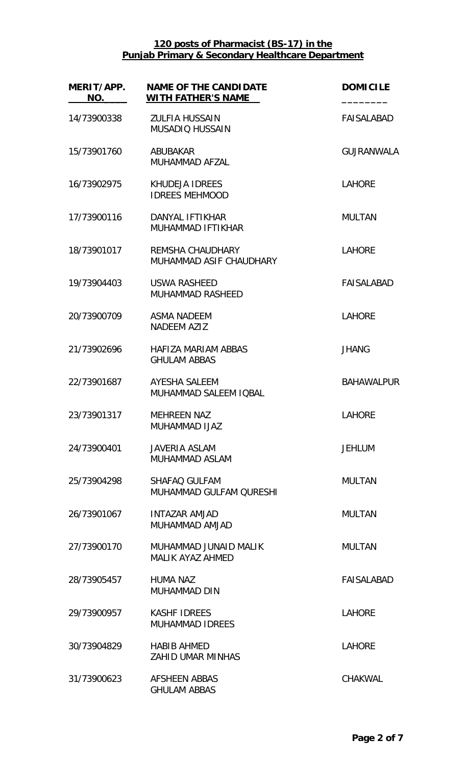**120 posts of Pharmacist (BS-17) in the Punjab Primary & Secondary Healthcare Department**

| MERIT/APP. NO. | NAME OF THE CANDIDATE WITH FATHER'S NAME | DOMICILE |
|---|---|---|
| 14/73900338 | ZULFIA HUSSAIN<br>MUSADIQ HUSSAIN | FAISALABAD |
| 15/73901760 | ABUBAKAR<br>MUHAMMAD AFZAL | GUJRANWALA |
| 16/73902975 | KHUDEJA IDREES<br>IDREES MEHMOOD | LAHORE |
| 17/73900116 | DANYAL IFTIKHAR<br>MUHAMMAD IFTIKHAR | MULTAN |
| 18/73901017 | REMSHA CHAUDHARY<br>MUHAMMAD ASIF CHAUDHARY | LAHORE |
| 19/73904403 | USWA RASHEED<br>MUHAMMAD RASHEED | FAISALABAD |
| 20/73900709 | ASMA NADEEM<br>NADEEM AZIZ | LAHORE |
| 21/73902696 | HAFIZA MARIAM ABBAS<br>GHULAM ABBAS | JHANG |
| 22/73901687 | AYESHA SALEEM<br>MUHAMMAD SALEEM IQBAL | BAHAWALPUR |
| 23/73901317 | MEHREEN NAZ<br>MUHAMMAD IJAZ | LAHORE |
| 24/73900401 | JAVERIA ASLAM<br>MUHAMMAD ASLAM | JEHLUM |
| 25/73904298 | SHAFAQ GULFAM<br>MUHAMMAD GULFAM QURESHI | MULTAN |
| 26/73901067 | INTAZAR AMJAD<br>MUHAMMAD AMJAD | MULTAN |
| 27/73900170 | MUHAMMAD JUNAID MALIK<br>MALIK AYAZ AHMED | MULTAN |
| 28/73905457 | HUMA NAZ<br>MUHAMMAD DIN | FAISALABAD |
| 29/73900957 | KASHF IDREES<br>MUHAMMAD IDREES | LAHORE |
| 30/73904829 | HABIB AHMED<br>ZAHID UMAR MINHAS | LAHORE |
| 31/73900623 | AFSHEEN ABBAS<br>GHULAM ABBAS | CHAKWAL |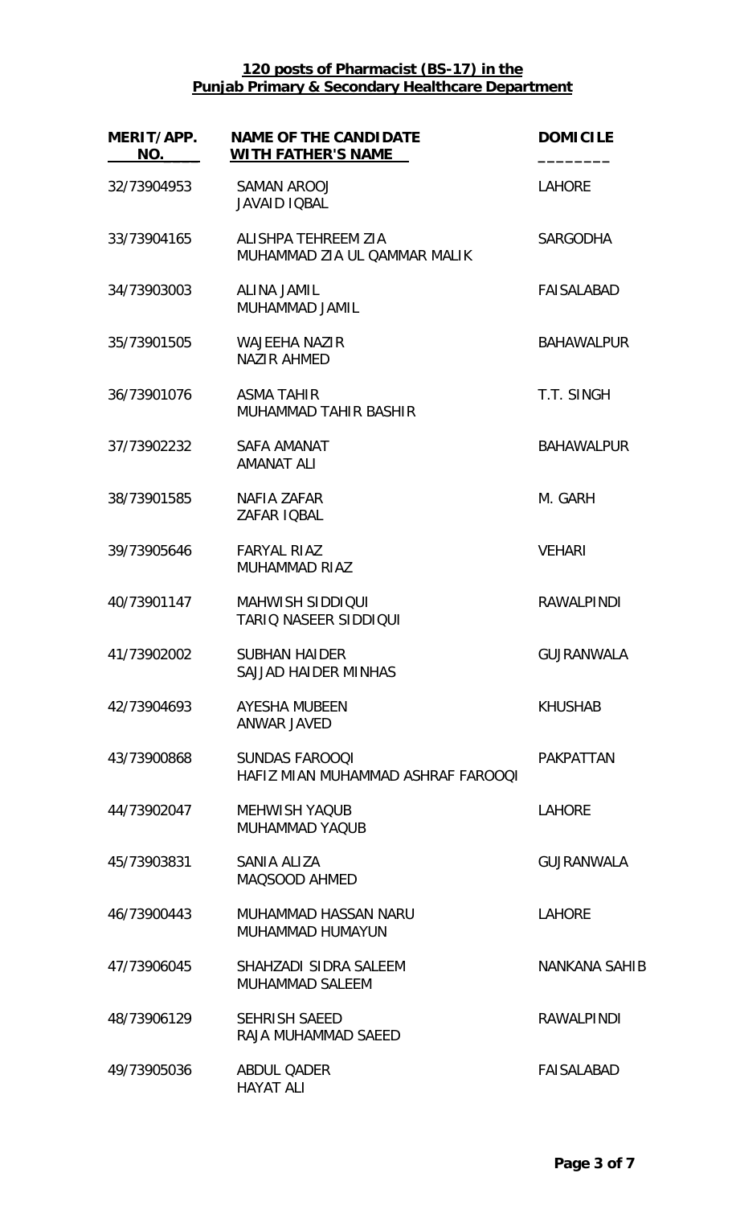**120 posts of Pharmacist (BS-17) in the**
**Punjab Primary & Secondary Healthcare Department**

| MERIT/APP. NO. | NAME OF THE CANDIDATE WITH FATHER'S NAME | DOMICILE |
|---|---|---|
| 32/73904953 | SAMAN AROOJ<br>JAVAID IQBAL | LAHORE |
| 33/73904165 | ALISHPA TEHREEM ZIA<br>MUHAMMAD ZIA UL QAMMAR MALIK | SARGODHA |
| 34/73903003 | ALINA JAMIL<br>MUHAMMAD JAMIL | FAISALABAD |
| 35/73901505 | WAJEEHA NAZIR<br>NAZIR AHMED | BAHAWALPUR |
| 36/73901076 | ASMA TAHIR<br>MUHAMMAD TAHIR BASHIR | T.T. SINGH |
| 37/73902232 | SAFA AMANAT<br>AMANAT ALI | BAHAWALPUR |
| 38/73901585 | NAFIA ZAFAR<br>ZAFAR IQBAL | M. GARH |
| 39/73905646 | FARYAL RIAZ<br>MUHAMMAD RIAZ | VEHARI |
| 40/73901147 | MAHWISH SIDDIQUI<br>TARIQ NASEER SIDDIQUI | RAWALPINDI |
| 41/73902002 | SUBHAN HAIDER<br>SAJJAD HAIDER MINHAS | GUJRANWALA |
| 42/73904693 | AYESHA MUBEEN<br>ANWAR JAVED | KHUSHAB |
| 43/73900868 | SUNDAS FAROOQI<br>HAFIZ MIAN MUHAMMAD ASHRAF FAROOQI | PAKPATTAN |
| 44/73902047 | MEHWISH YAQUB<br>MUHAMMAD YAQUB | LAHORE |
| 45/73903831 | SANIA ALIZA<br>MAQSOOD AHMED | GUJRANWALA |
| 46/73900443 | MUHAMMAD HASSAN NARU<br>MUHAMMAD HUMAYUN | LAHORE |
| 47/73906045 | SHAHZADI SIDRA SALEEM<br>MUHAMMAD SALEEM | NANKANA SAHIB |
| 48/73906129 | SEHRISH SAEED<br>RAJA MUHAMMAD SAEED | RAWALPINDI |
| 49/73905036 | ABDUL QADER<br>HAYAT ALI | FAISALABAD |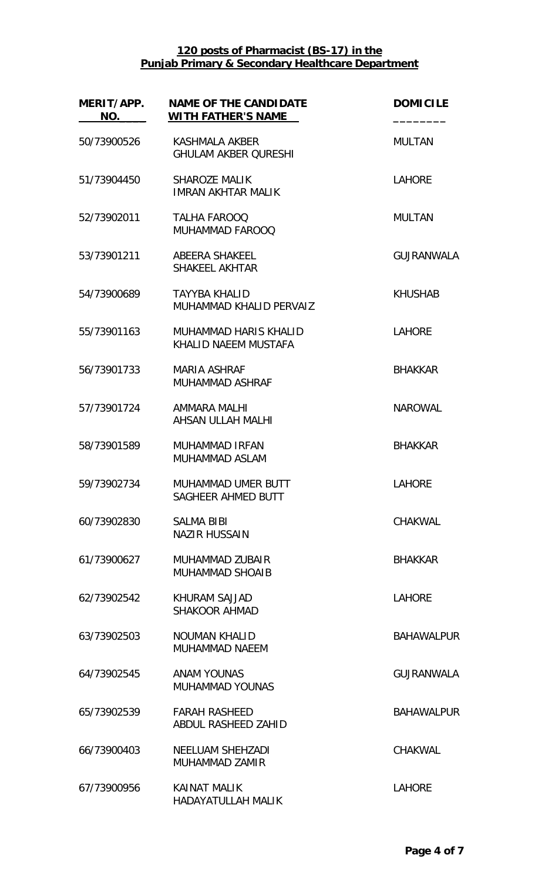**120 posts of Pharmacist (BS-17) in the**
**Punjab Primary & Secondary Healthcare Department**

| MERIT/APP. NO. | NAME OF THE CANDIDATE WITH FATHER'S NAME | DOMICILE |
|---|---|---|
| 50/73900526 | KASHMALA AKBER<br>GHULAM AKBER QURESHI | MULTAN |
| 51/73904450 | SHAROZE MALIK<br>IMRAN AKHTAR MALIK | LAHORE |
| 52/73902011 | TALHA FAROOQ<br>MUHAMMAD FAROOQ | MULTAN |
| 53/73901211 | ABEERA SHAKEEL<br>SHAKEEL AKHTAR | GUJRANWALA |
| 54/73900689 | TAYYBA KHALID<br>MUHAMMAD KHALID PERVAIZ | KHUSHAB |
| 55/73901163 | MUHAMMAD HARIS KHALID<br>KHALID NAEEM MUSTAFA | LAHORE |
| 56/73901733 | MARIA ASHRAF<br>MUHAMMAD ASHRAF | BHAKKAR |
| 57/73901724 | AMMARA MALHI<br>AHSAN ULLAH MALHI | NAROWAL |
| 58/73901589 | MUHAMMAD IRFAN<br>MUHAMMAD ASLAM | BHAKKAR |
| 59/73902734 | MUHAMMAD UMER BUTT<br>SAGHEER AHMED BUTT | LAHORE |
| 60/73902830 | SALMA BIBI<br>NAZIR HUSSAIN | CHAKWAL |
| 61/73900627 | MUHAMMAD ZUBAIR<br>MUHAMMAD SHOAIB | BHAKKAR |
| 62/73902542 | KHURAM SAJJAD<br>SHAKOOR AHMAD | LAHORE |
| 63/73902503 | NOUMAN KHALID<br>MUHAMMAD NAEEM | BAHAWALPUR |
| 64/73902545 | ANAM YOUNAS<br>MUHAMMAD YOUNAS | GUJRANWALA |
| 65/73902539 | FARAH RASHEED<br>ABDUL RASHEED ZAHID | BAHAWALPUR |
| 66/73900403 | NEELUAM SHEHZADI<br>MUHAMMAD ZAMIR | CHAKWAL |
| 67/73900956 | KAINAT MALIK<br>HADAYATULLAH MALIK | LAHORE |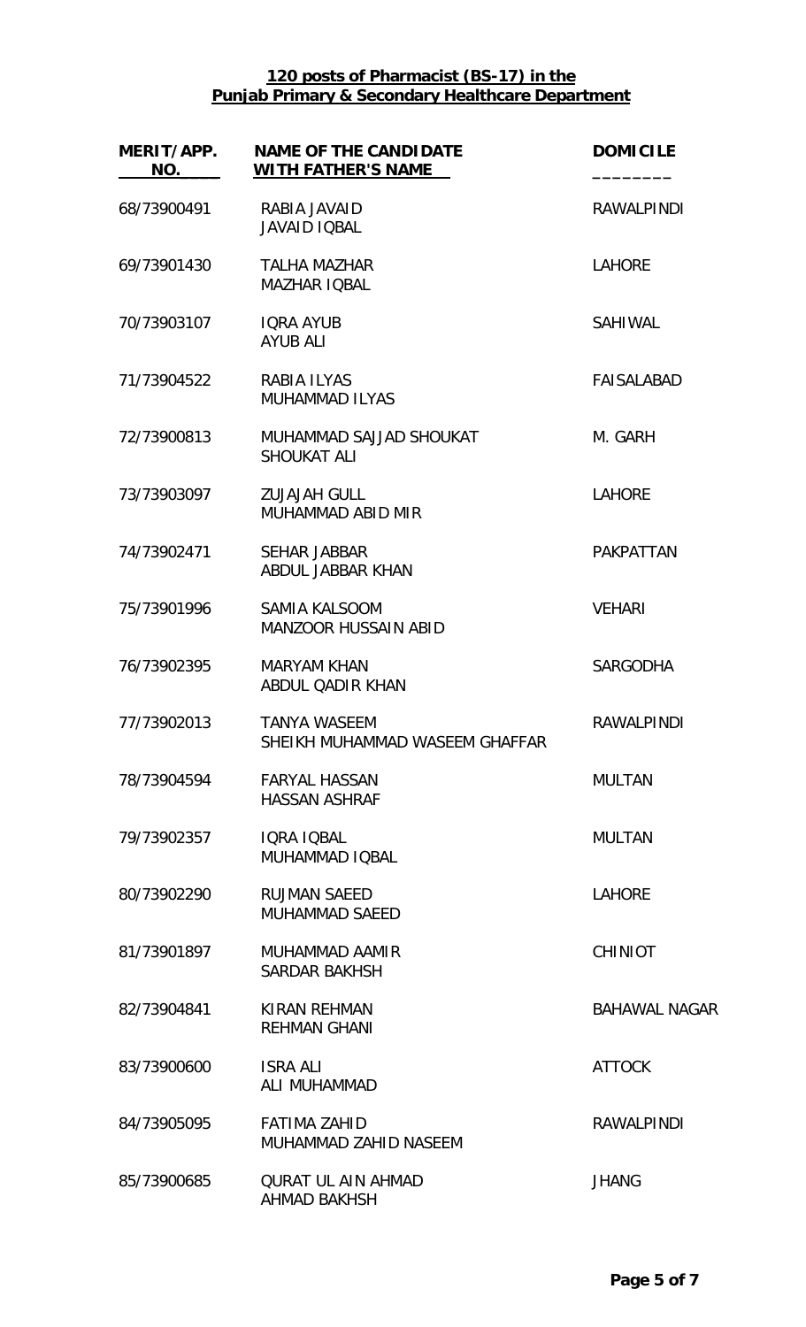**120 posts of Pharmacist (BS-17) in the Punjab Primary & Secondary Healthcare Department**

| MERIT/APP. NO. | NAME OF THE CANDIDATE WITH FATHER'S NAME | DOMICILE |
|---|---|---|
| 68/73900491 | RABIA JAVAID<br>JAVAID IQBAL | RAWALPINDI |
| 69/73901430 | TALHA MAZHAR<br>MAZHAR IQBAL | LAHORE |
| 70/73903107 | IQRA AYUB<br>AYUB ALI | SAHIWAL |
| 71/73904522 | RABIA ILYAS<br>MUHAMMAD ILYAS | FAISALABAD |
| 72/73900813 | MUHAMMAD SAJJAD SHOUKAT<br>SHOUKAT ALI | M. GARH |
| 73/73903097 | ZUJAJAH GULL<br>MUHAMMAD ABID MIR | LAHORE |
| 74/73902471 | SEHAR JABBAR<br>ABDUL JABBAR KHAN | PAKPATTAN |
| 75/73901996 | SAMIA KALSOOM<br>MANZOOR HUSSAIN ABID | VEHARI |
| 76/73902395 | MARYAM KHAN<br>ABDUL QADIR KHAN | SARGODHA |
| 77/73902013 | TANYA WASEEM<br>SHEIKH MUHAMMAD WASEEM GHAFFAR | RAWALPINDI |
| 78/73904594 | FARYAL HASSAN<br>HASSAN ASHRAF | MULTAN |
| 79/73902357 | IQRA IQBAL<br>MUHAMMAD IQBAL | MULTAN |
| 80/73902290 | RUJMAN SAEED<br>MUHAMMAD SAEED | LAHORE |
| 81/73901897 | MUHAMMAD AAMIR<br>SARDAR BAKHSH | CHINIOT |
| 82/73904841 | KIRAN REHMAN<br>REHMAN GHANI | BAHAWAL NAGAR |
| 83/73900600 | ISRA ALI<br>ALI MUHAMMAD | ATTOCK |
| 84/73905095 | FATIMA ZAHID<br>MUHAMMAD ZAHID NASEEM | RAWALPINDI |
| 85/73900685 | QURAT UL AIN AHMAD<br>AHMAD BAKHSH | JHANG |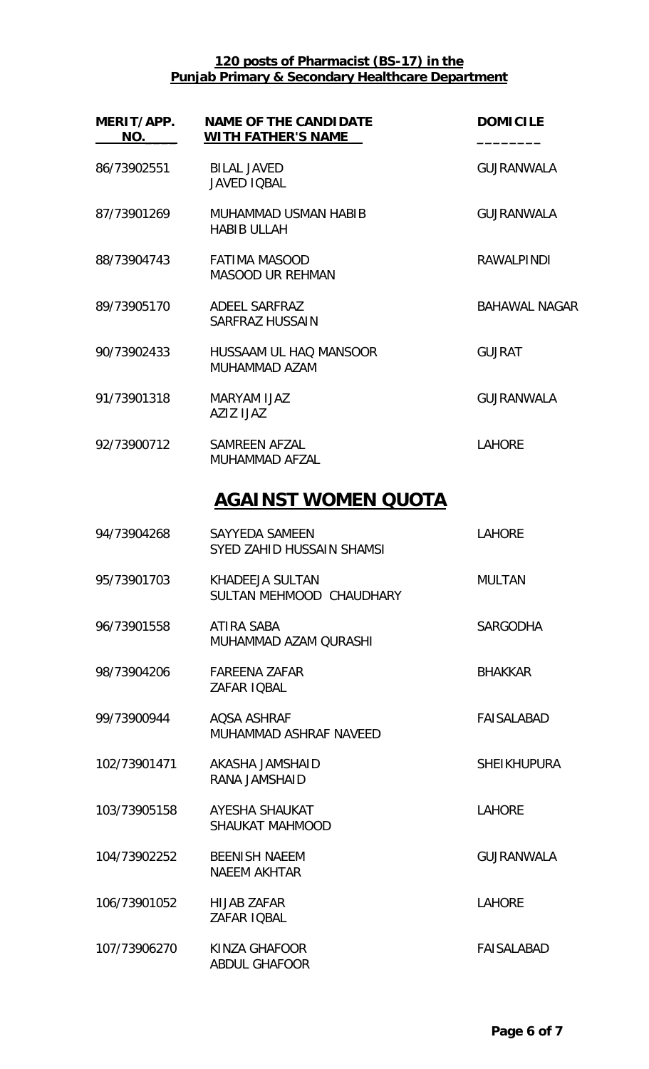**120 posts of Pharmacist (BS-17) in the Punjab Primary & Secondary Healthcare Department**

| MERIT/APP. NO. | NAME OF THE CANDIDATE WITH FATHER'S NAME | DOMICILE |
|---|---|---|
| 86/73902551 | BILAL JAVED<br>JAVED IQBAL | GUJRANWALA |
| 87/73901269 | MUHAMMAD USMAN HABIB<br>HABIB ULLAH | GUJRANWALA |
| 88/73904743 | FATIMA MASOOD<br>MASOOD UR REHMAN | RAWALPINDI |
| 89/73905170 | ADEEL SARFRAZ<br>SARFRAZ HUSSAIN | BAHAWAL NAGAR |
| 90/73902433 | HUSSAAM UL HAQ MANSOOR<br>MUHAMMAD AZAM | GUJRAT |
| 91/73901318 | MARYAM IJAZ<br>AZIZ IJAZ | GUJRANWALA |
| 92/73900712 | SAMREEN AFZAL<br>MUHAMMAD AFZAL | LAHORE |

## AGAINST WOMEN QUOTA

| MERIT/APP. NO. | NAME OF THE CANDIDATE WITH FATHER'S NAME | DOMICILE |
|---|---|---|
| 94/73904268 | SAYYEDA SAMEEN<br>SYED ZAHID HUSSAIN SHAMSI | LAHORE |
| 95/73901703 | KHADEEJA SULTAN<br>SULTAN MEHMOOD CHAUDHARY | MULTAN |
| 96/73901558 | ATIRA SABA<br>MUHAMMAD AZAM QURASHI | SARGODHA |
| 98/73904206 | FAREENA ZAFAR<br>ZAFAR IQBAL | BHAKKAR |
| 99/73900944 | AQSA ASHRAF<br>MUHAMMAD ASHRAF NAVEED | FAISALABAD |
| 102/73901471 | AKASHA JAMSHAID<br>RANA JAMSHAID | SHEIKHUPURA |
| 103/73905158 | AYESHA SHAUKAT<br>SHAUKAT MAHMOOD | LAHORE |
| 104/73902252 | BEENISH NAEEM<br>NAEEM AKHTAR | GUJRANWALA |
| 106/73901052 | HIJAB ZAFAR<br>ZAFAR IQBAL | LAHORE |
| 107/73906270 | KINZA GHAFOOR<br>ABDUL GHAFOOR | FAISALABAD |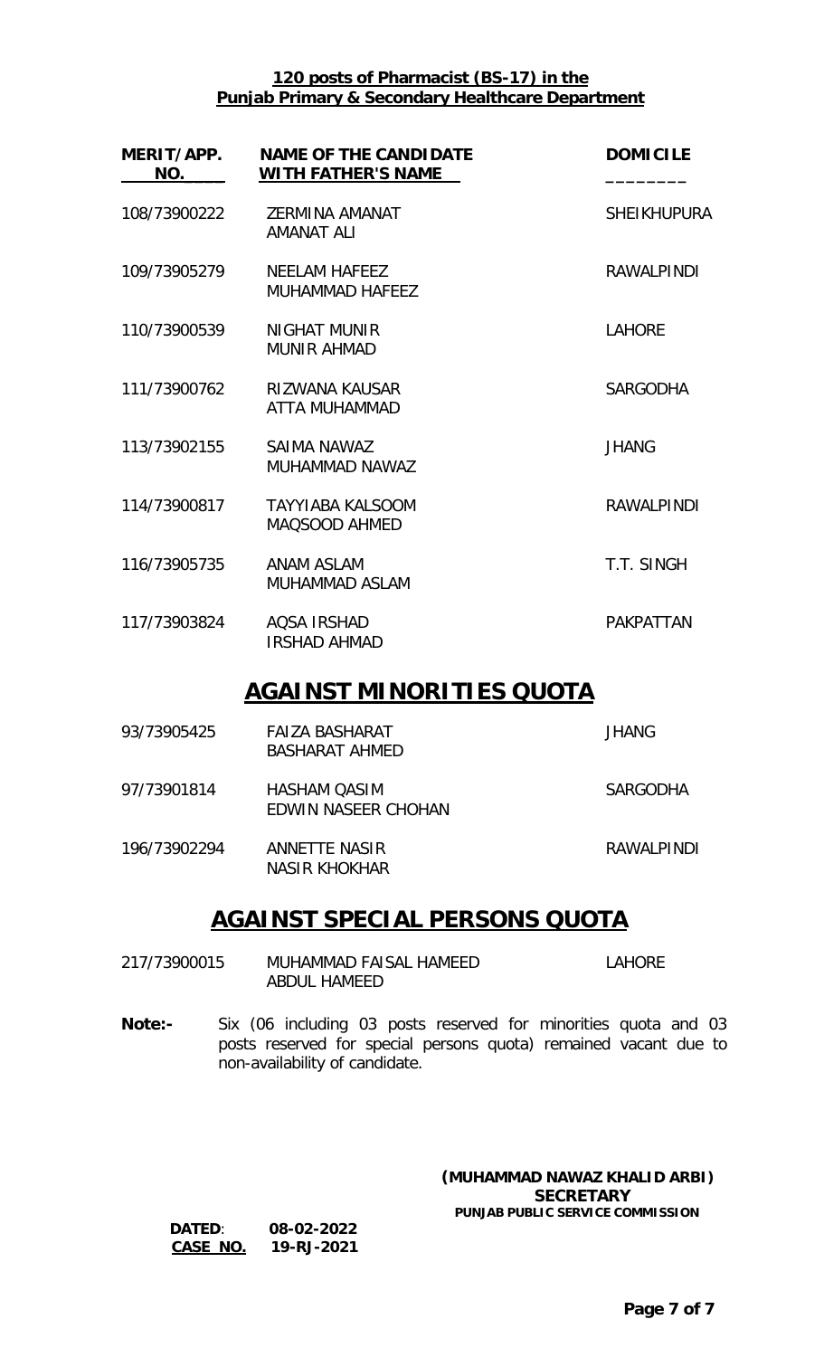**120 posts of Pharmacist (BS-17) in the Punjab Primary & Secondary Healthcare Department**

| MERIT/APP. NO. | NAME OF THE CANDIDATE WITH FATHER'S NAME | DOMICILE |
|---|---|---|
| 108/73900222 | ZERMINA AMANAT<br>AMANAT ALI | SHEIKHUPURA |
| 109/73905279 | NEELAM HAFEEZ<br>MUHAMMAD HAFEEZ | RAWALPINDI |
| 110/73900539 | NIGHAT MUNIR<br>MUNIR AHMAD | LAHORE |
| 111/73900762 | RIZWANA KAUSAR<br>ATTA MUHAMMAD | SARGODHA |
| 113/73902155 | SAIMA NAWAZ<br>MUHAMMAD NAWAZ | JHANG |
| 114/73900817 | TAYYIABA KALSOOM<br>MAQSOOD AHMED | RAWALPINDI |
| 116/73905735 | ANAM ASLAM<br>MUHAMMAD ASLAM | T.T. SINGH |
| 117/73903824 | AQSA IRSHAD<br>IRSHAD AHMAD | PAKPATTAN |

## AGAINST MINORITIES QUOTA

| | | |
|---|---|---|
| 93/73905425 | FAIZA BASHARAT<br>BASHARAT AHMED | JHANG |
| 97/73901814 | HASHAM QASIM<br>EDWIN NASEER CHOHAN | SARGODHA |
| 196/73902294 | ANNETTE NASIR<br>NASIR KHOKHAR | RAWALPINDI |

## AGAINST SPECIAL PERSONS QUOTA

| | | |
|---|---|---|
| 217/73900015 | MUHAMMAD FAISAL HAMEED<br>ABDUL HAMEED | LAHORE |

**Note:-** Six (06 including 03 posts reserved for minorities quota and 03 posts reserved for special persons quota) remained vacant due to non-availability of candidate.

**(MUHAMMAD NAWAZ KHALID ARBI)**
**SECRETARY**
**PUNJAB PUBLIC SERVICE COMMISSION**

**DATED**: **08-02-2022**
**CASE NO.** **19-RJ-2021**